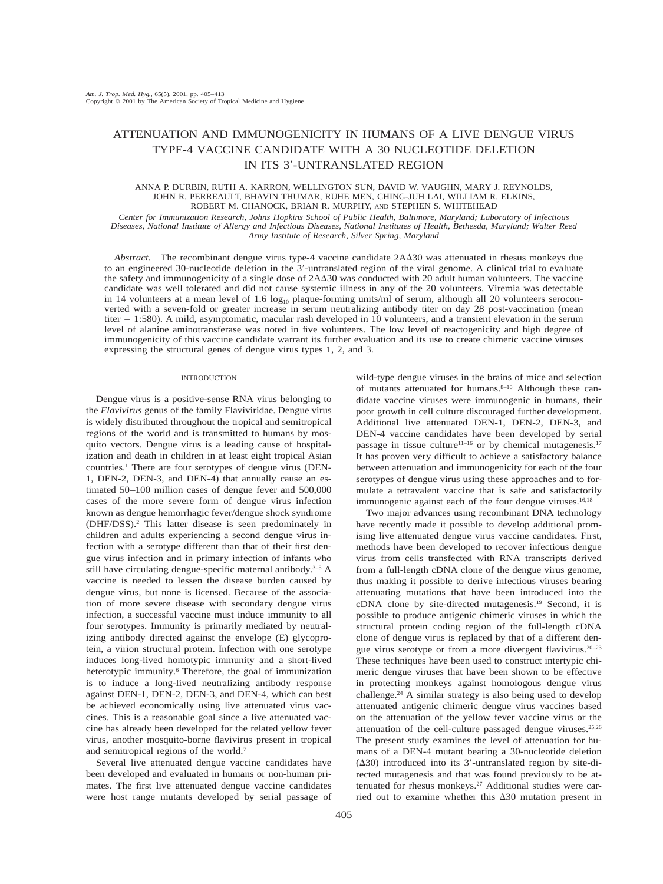# ATTENUATION AND IMMUNOGENICITY IN HUMANS OF A LIVE DENGUE VIRUS TYPE-4 VACCINE CANDIDATE WITH A 30 NUCLEOTIDE DELETION IN ITS 3′-UNTRANSLATED REGION

ANNA P. DURBIN, RUTH A. KARRON, WELLINGTON SUN, DAVID W. VAUGHN, MARY J. REYNOLDS, JOHN R. PERREAULT, BHAVIN THUMAR, RUHE MEN, CHING-JUH LAI, WILLIAM R. ELKINS, ROBERT M. CHANOCK, BRIAN R. MURPHY, AND STEPHEN S. WHITEHEAD

*Center for Immunization Research, Johns Hopkins School of Public Health, Baltimore, Maryland; Laboratory of Infectious Diseases, National Institute of Allergy and Infectious Diseases, National Institutes of Health, Bethesda, Maryland; Walter Reed Army Institute of Research, Silver Spring, Maryland*

*Abstract.* The recombinant dengue virus type-4 vaccine candidate 2AΔ30 was attenuated in rhesus monkeys due to an engineered 30-nucleotide deletion in the 3′-untranslated region of the viral genome. A clinical trial to evaluate the safety and immunogenicity of a single dose of 2AΔ30 was conducted with 20 adult human volunteers. The vaccine candidate was well tolerated and did not cause systemic illness in any of the 20 volunteers. Viremia was detectable in 14 volunteers at a mean level of 1.6 $\log_{10}$ plaque-forming units/ml of serum, although all 20 volunteers seroconverted with a seven-fold or greater increase in serum neutralizing antibody titer on day 28 post-vaccination (mean titer = 1:580). A mild, asymptomatic, macular rash developed in 10 volunteers, and a transient elevation in the serum level of alanine aminotransferase was noted in five volunteers. The low level of reactogenicity and high degree of immunogenicity of this vaccine candidate warrant its further evaluation and its use to create chimeric vaccine viruses expressing the structural genes of dengue virus types 1, 2, and 3.

## INTRODUCTION

Dengue virus is a positive-sense RNA virus belonging to the *Flavivirus* genus of the family Flaviviridae. Dengue virus is widely distributed throughout the tropical and semitropical regions of the world and is transmitted to humans by mosquito vectors. Dengue virus is a leading cause of hospitalization and death in children in at least eight tropical Asian countries.[1] There are four serotypes of dengue virus (DEN-1, DEN-2, DEN-3, and DEN-4) that annually cause an estimated 50–100 million cases of dengue fever and 500,000 cases of the more severe form of dengue virus infection known as dengue hemorrhagic fever/dengue shock syndrome (DHF/DSS).[2] This latter disease is seen predominately in children and adults experiencing a second dengue virus infection with a serotype different than that of their first dengue virus infection and in primary infection of infants who still have circulating dengue-specific maternal antibody.[3–5] A vaccine is needed to lessen the disease burden caused by dengue virus, but none is licensed. Because of the association of more severe disease with secondary dengue virus infection, a successful vaccine must induce immunity to all four serotypes. Immunity is primarily mediated by neutralizing antibody directed against the envelope (E) glycoprotein, a virion structural protein. Infection with one serotype induces long-lived homotypic immunity and a short-lived heterotypic immunity.[6] Therefore, the goal of immunization is to induce a long-lived neutralizing antibody response against DEN-1, DEN-2, DEN-3, and DEN-4, which can best be achieved economically using live attenuated virus vaccines. This is a reasonable goal since a live attenuated vaccine has already been developed for the related yellow fever virus, another mosquito-borne flavivirus present in tropical and semitropical regions of the world.[7]

Several live attenuated dengue vaccine candidates have been developed and evaluated in humans or non-human primates. The first live attenuated dengue vaccine candidates were host range mutants developed by serial passage of wild-type dengue viruses in the brains of mice and selection of mutants attenuated for humans.[8–10] Although these candidate vaccine viruses were immunogenic in humans, their poor growth in cell culture discouraged further development. Additional live attenuated DEN-1, DEN-2, DEN-3, and DEN-4 vaccine candidates have been developed by serial passage in tissue culture[11–16] or by chemical mutagenesis.[17] It has proven very difficult to achieve a satisfactory balance between attenuation and immunogenicity for each of the four serotypes of dengue virus using these approaches and to formulate a tetravalent vaccine that is safe and satisfactorily immunogenic against each of the four dengue viruses.[16,18]

Two major advances using recombinant DNA technology have recently made it possible to develop additional promising live attenuated dengue virus vaccine candidates. First, methods have been developed to recover infectious dengue virus from cells transfected with RNA transcripts derived from a full-length cDNA clone of the dengue virus genome, thus making it possible to derive infectious viruses bearing attenuating mutations that have been introduced into the cDNA clone by site-directed mutagenesis.[19] Second, it is possible to produce antigenic chimeric viruses in which the structural protein coding region of the full-length cDNA clone of dengue virus is replaced by that of a different dengue virus serotype or from a more divergent flavivirus.[20–23] These techniques have been used to construct intertypic chimeric dengue viruses that have been shown to be effective in protecting monkeys against homologous dengue virus challenge.[24] A similar strategy is also being used to develop attenuated antigenic chimeric dengue virus vaccines based on the attenuation of the yellow fever vaccine virus or the attenuation of the cell-culture passaged dengue viruses.[25,26] The present study examines the level of attenuation for humans of a DEN-4 mutant bearing a 30-nucleotide deletion (Δ30) introduced into its 3′-untranslated region by site-directed mutagenesis and that was found previously to be attenuated for rhesus monkeys.[27] Additional studies were carried out to examine whether this Δ30 mutation present in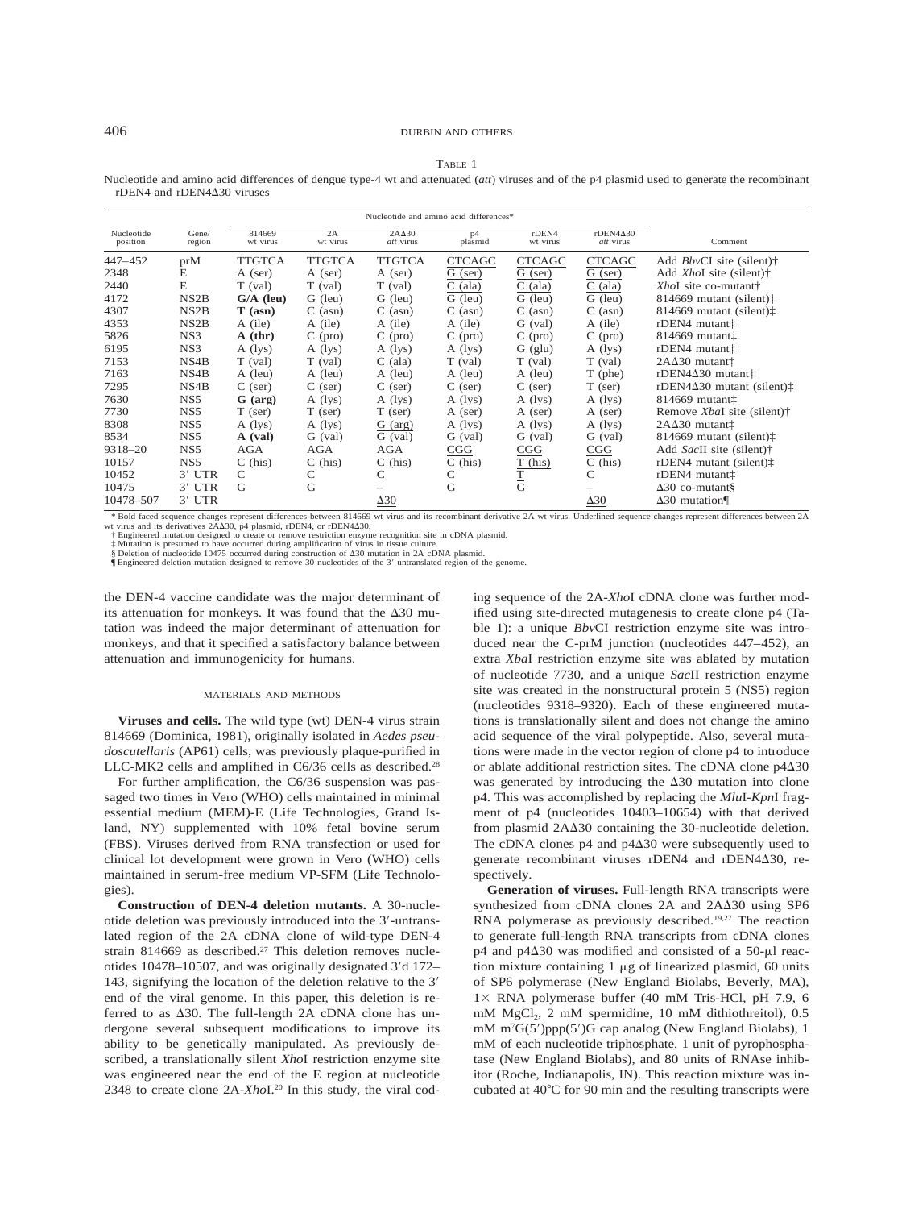TABLE 1

Nucleotide and amino acid differences of dengue type-4 wt and attenuated (*att*) viruses and of the p4 plasmid used to generate the recombinant rDEN4 and rDEN4Δ30 viruses

| Nucleotide position | Gene/ region | Nucleotide and amino acid differences* | | | | | | Comment |
|---|---|---|---|---|---|---|---|---|
| | | 814669 wt virus | 2A wt virus | 2AΔ30 *att* virus | p4 plasmid | rDEN4 wt virus | rDEN4Δ30 *att* virus | |
| 447–452 | prM | TTGTCA | TTGTCA | TTGTCA | CTCAGC | CTCAGC | CTCAGC | Add *Bbv*CI site (silent)† |
| 2348 | E | A (ser) | A (ser) | A (ser) | G (ser) | G (ser) | G (ser) | Add *Xho*I site (silent)† |
| 2440 | E | T (val) | T (val) | T (val) | C (ala) | C (ala) | C (ala) | *Xho*I site co-mutant† |
| 4172 | NS2B | **G/A (leu)** | G (leu) | G (leu) | G (leu) | G (leu) | G (leu) | 814669 mutant (silent)‡ |
| 4307 | NS2B | **T (asn)** | C (asn) | C (asn) | C (asn) | C (asn) | C (asn) | 814669 mutant (silent)‡ |
| 4353 | NS2B | A (ile) | A (ile) | A (ile) | A (ile) | G (val) | A (ile) | rDEN4 mutant‡ |
| 5826 | NS3 | **A (thr)** | C (pro) | C (pro) | C (pro) | C (pro) | C (pro) | 814669 mutant‡ |
| 6195 | NS3 | A (lys) | A (lys) | A (lys) | A (lys) | G (glu) | A (lys) | rDEN4 mutant‡ |
| 7153 | NS4B | T (val) | T (val) | C (ala) | T (val) | T (val) | T (val) | 2AΔ30 mutant‡ |
| 7163 | NS4B | A (leu) | A (leu) | A (leu) | A (leu) | A (leu) | T (phe) | rDEN4Δ30 mutant‡ |
| 7295 | NS4B | C (ser) | C (ser) | C (ser) | C (ser) | C (ser) | T (ser) | rDEN4Δ30 mutant (silent)‡ |
| 7630 | NS5 | **G (arg)** | A (lys) | A (lys) | A (lys) | A (lys) | A (lys) | 814669 mutant‡ |
| 7730 | NS5 | T (ser) | T (ser) | T (ser) | A (ser) | A (ser) | A (ser) | Remove *Xba*I site (silent)† |
| 8308 | NS5 | A (lys) | A (lys) | G (arg) | A (lys) | A (lys) | A (lys) | 2AΔ30 mutant‡ |
| 8534 | NS5 | **A (val)** | G (val) | G (val) | G (val) | G (val) | G (val) | 814669 mutant (silent)‡ |
| 9318–20 | NS5 | AGA | AGA | AGA | CGG | CGG | CGG | Add *Sac*II site (silent)† |
| 10157 | NS5 | C (his) | C (his) | C (his) | C (his) | T (his) | C (his) | rDEN4 mutant (silent)‡ |
| 10452 | 3′ UTR | C | C | C | C | T | C | rDEN4 mutant‡ |
| 10475 | 3′ UTR | G | G | – | G | G | – | Δ30 co-mutant§ |
| 10478–507 | 3′ UTR | | | Δ30 | | | Δ30 | Δ30 mutation¶ |

\* Bold-faced sequence changes represent differences between 814669 wt virus and its recombinant derivative 2A wt virus. Underlined sequence changes represent differences between 2A wt virus and its derivatives 2AΔ30, p4 plasmid, rDEN4, or rDEN4Δ30.
† Engineered mutation designed to create or remove restriction enzyme recognition site in cDNA plasmid.
‡ Mutation is presumed to have occurred during amplification of virus in tissue culture.
§ Deletion of nucleotide 10475 occurred during construction of Δ30 mutation in 2A cDNA plasmid.
¶ Engineered deletion mutation designed to remove 30 nucleotides of the 3′ untranslated region of the genome.

the DEN-4 vaccine candidate was the major determinant of its attenuation for monkeys. It was found that the Δ30 mutation was indeed the major determinant of attenuation for monkeys, and that it specified a satisfactory balance between attenuation and immunogenicity for humans.

## MATERIALS AND METHODS

**Viruses and cells.** The wild type (wt) DEN-4 virus strain 814669 (Dominica, 1981), originally isolated in *Aedes pseudoscutellaris* (AP61) cells, was previously plaque-purified in LLC-MK2 cells and amplified in C6/36 cells as described.[28]

For further amplification, the C6/36 suspension was passaged two times in Vero (WHO) cells maintained in minimal essential medium (MEM)-E (Life Technologies, Grand Island, NY) supplemented with 10% fetal bovine serum (FBS). Viruses derived from RNA transfection or used for clinical lot development were grown in Vero (WHO) cells maintained in serum-free medium VP-SFM (Life Technologies).

**Construction of DEN-4 deletion mutants.** A 30-nucleotide deletion was previously introduced into the 3′-untranslated region of the 2A cDNA clone of wild-type DEN-4 strain 814669 as described.[27] This deletion removes nucleotides 10478–10507, and was originally designated 3′d 172–143, signifying the location of the deletion relative to the 3′ end of the viral genome. In this paper, this deletion is referred to as Δ30. The full-length 2A cDNA clone has undergone several subsequent modifications to improve its ability to be genetically manipulated. As previously described, a translationally silent *Xho*I restriction enzyme site was engineered near the end of the E region at nucleotide 2348 to create clone 2A-*Xho*I.[20] In this study, the viral coding sequence of the 2A-*Xho*I cDNA clone was further modified using site-directed mutagenesis to create clone p4 (Table 1): a unique *Bbv*CI restriction enzyme site was introduced near the C-prM junction (nucleotides 447–452), an extra *Xba*I restriction enzyme site was ablated by mutation of nucleotide 7730, and a unique *Sac*II restriction enzyme site was created in the nonstructural protein 5 (NS5) region (nucleotides 9318–9320). Each of these engineered mutations is translationally silent and does not change the amino acid sequence of the viral polypeptide. Also, several mutations were made in the vector region of clone p4 to introduce or ablate additional restriction sites. The cDNA clone p4Δ30 was generated by introducing the Δ30 mutation into clone p4. This was accomplished by replacing the *Mlu*I-*Kpn*I fragment of p4 (nucleotides 10403–10654) with that derived from plasmid 2AΔ30 containing the 30-nucleotide deletion. The cDNA clones p4 and p4Δ30 were subsequently used to generate recombinant viruses rDEN4 and rDEN4Δ30, respectively.

**Generation of viruses.** Full-length RNA transcripts were synthesized from cDNA clones 2A and 2AΔ30 using SP6 RNA polymerase as previously described.[19,27] The reaction to generate full-length RNA transcripts from cDNA clones p4 and p4Δ30 was modified and consisted of a 50-μl reaction mixture containing 1 μg of linearized plasmid, 60 units of SP6 polymerase (New England Biolabs, Beverly, MA), 1× RNA polymerase buffer (40 mM Tris-HCl, pH 7.9, 6 mM $MgCl_2$, 2 mM spermidine, 10 mM dithiothreitol), 0.5 mM $m^7G(5')ppp(5')G$ cap analog (New England Biolabs), 1 mM of each nucleotide triphosphate, 1 unit of pyrophosphatase (New England Biolabs), and 80 units of RNAse inhibitor (Roche, Indianapolis, IN). This reaction mixture was incubated at 40°C for 90 min and the resulting transcripts were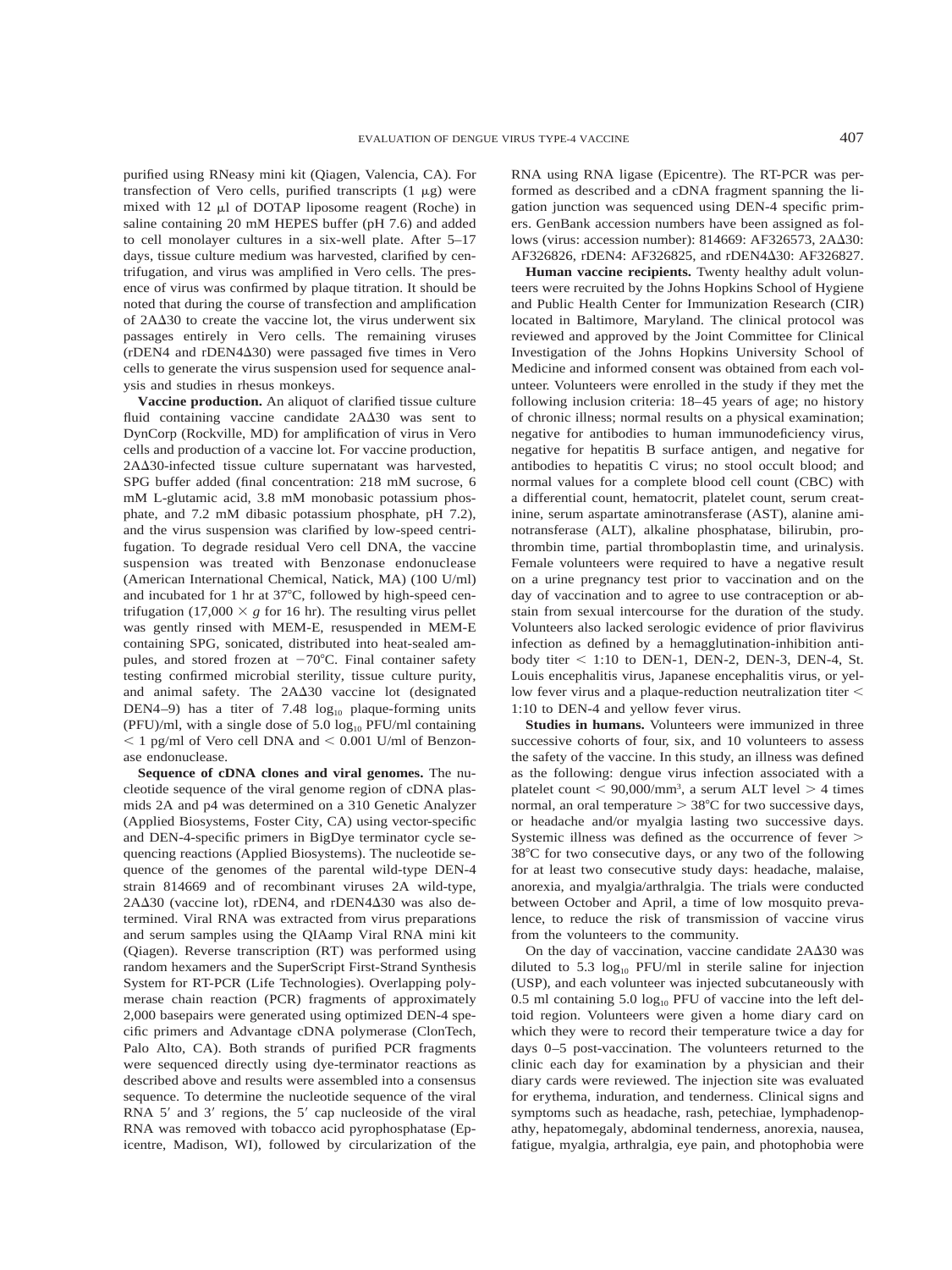purified using RNeasy mini kit (Qiagen, Valencia, CA). For transfection of Vero cells, purified transcripts (1 μg) were mixed with 12 μl of DOTAP liposome reagent (Roche) in saline containing 20 mM HEPES buffer (pH 7.6) and added to cell monolayer cultures in a six-well plate. After 5–17 days, tissue culture medium was harvested, clarified by centrifugation, and virus was amplified in Vero cells. The presence of virus was confirmed by plaque titration. It should be noted that during the course of transfection and amplification of 2AΔ30 to create the vaccine lot, the virus underwent six passages entirely in Vero cells. The remaining viruses (rDEN4 and rDEN4Δ30) were passaged five times in Vero cells to generate the virus suspension used for sequence analysis and studies in rhesus monkeys.

**Vaccine production.** An aliquot of clarified tissue culture fluid containing vaccine candidate 2AΔ30 was sent to DynCorp (Rockville, MD) for amplification of virus in Vero cells and production of a vaccine lot. For vaccine production, 2AΔ30-infected tissue culture supernatant was harvested, SPG buffer added (final concentration: 218 mM sucrose, 6 mM L-glutamic acid, 3.8 mM monobasic potassium phosphate, and 7.2 mM dibasic potassium phosphate, pH 7.2), and the virus suspension was clarified by low-speed centrifugation. To degrade residual Vero cell DNA, the vaccine suspension was treated with Benzonase endonuclease (American International Chemical, Natick, MA) (100 U/ml) and incubated for 1 hr at 37°C, followed by high-speed centrifugation (17,000 × *g* for 16 hr). The resulting virus pellet was gently rinsed with MEM-E, resuspended in MEM-E containing SPG, sonicated, distributed into heat-sealed ampules, and stored frozen at −70°C. Final container safety testing confirmed microbial sterility, tissue culture purity, and animal safety. The 2AΔ30 vaccine lot (designated DEN4–9) has a titer of 7.48 $\log_{10}$ plaque-forming units (PFU)/ml, with a single dose of 5.0 $\log_{10}$ PFU/ml containing < 1 pg/ml of Vero cell DNA and < 0.001 U/ml of Benzonase endonuclease.

**Sequence of cDNA clones and viral genomes.** The nucleotide sequence of the viral genome region of cDNA plasmids 2A and p4 was determined on a 310 Genetic Analyzer (Applied Biosystems, Foster City, CA) using vector-specific and DEN-4-specific primers in BigDye terminator cycle sequencing reactions (Applied Biosystems). The nucleotide sequence of the genomes of the parental wild-type DEN-4 strain 814669 and of recombinant viruses 2A wild-type, 2AΔ30 (vaccine lot), rDEN4, and rDEN4Δ30 was also determined. Viral RNA was extracted from virus preparations and serum samples using the QIAamp Viral RNA mini kit (Qiagen). Reverse transcription (RT) was performed using random hexamers and the SuperScript First-Strand Synthesis System for RT-PCR (Life Technologies). Overlapping polymerase chain reaction (PCR) fragments of approximately 2,000 basepairs were generated using optimized DEN-4 specific primers and Advantage cDNA polymerase (ClonTech, Palo Alto, CA). Both strands of purified PCR fragments were sequenced directly using dye-terminator reactions as described above and results were assembled into a consensus sequence. To determine the nucleotide sequence of the viral RNA 5′ and 3′ regions, the 5′ cap nucleoside of the viral RNA was removed with tobacco acid pyrophosphatase (Epicentre, Madison, WI), followed by circularization of the RNA using RNA ligase (Epicentre). The RT-PCR was performed as described and a cDNA fragment spanning the ligation junction was sequenced using DEN-4 specific primers. GenBank accession numbers have been assigned as follows (virus: accession number): 814669: AF326573, 2AΔ30: AF326826, rDEN4: AF326825, and rDEN4Δ30: AF326827.

**Human vaccine recipients.** Twenty healthy adult volunteers were recruited by the Johns Hopkins School of Hygiene and Public Health Center for Immunization Research (CIR) located in Baltimore, Maryland. The clinical protocol was reviewed and approved by the Joint Committee for Clinical Investigation of the Johns Hopkins University School of Medicine and informed consent was obtained from each volunteer. Volunteers were enrolled in the study if they met the following inclusion criteria: 18–45 years of age; no history of chronic illness; normal results on a physical examination; negative for antibodies to human immunodeficiency virus, negative for hepatitis B surface antigen, and negative for antibodies to hepatitis C virus; no stool occult blood; and normal values for a complete blood cell count (CBC) with a differential count, hematocrit, platelet count, serum creatinine, serum aspartate aminotransferase (AST), alanine aminotransferase (ALT), alkaline phosphatase, bilirubin, prothrombin time, partial thromboplastin time, and urinalysis. Female volunteers were required to have a negative result on a urine pregnancy test prior to vaccination and on the day of vaccination and to agree to use contraception or abstain from sexual intercourse for the duration of the study. Volunteers also lacked serologic evidence of prior flavivirus infection as defined by a hemagglutination-inhibition antibody titer < 1:10 to DEN-1, DEN-2, DEN-3, DEN-4, St. Louis encephalitis virus, Japanese encephalitis virus, or yellow fever virus and a plaque-reduction neutralization titer < 1:10 to DEN-4 and yellow fever virus.

**Studies in humans.** Volunteers were immunized in three successive cohorts of four, six, and 10 volunteers to assess the safety of the vaccine. In this study, an illness was defined as the following: dengue virus infection associated with a platelet count < 90,000/$mm^3$, a serum ALT level > 4 times normal, an oral temperature > 38°C for two successive days, or headache and/or myalgia lasting two successive days. Systemic illness was defined as the occurrence of fever > 38°C for two consecutive days, or any two of the following for at least two consecutive study days: headache, malaise, anorexia, and myalgia/arthralgia. The trials were conducted between October and April, a time of low mosquito prevalence, to reduce the risk of transmission of vaccine virus from the volunteers to the community.

On the day of vaccination, vaccine candidate 2AΔ30 was diluted to 5.3 $\log_{10}$ PFU/ml in sterile saline for injection (USP), and each volunteer was injected subcutaneously with 0.5 ml containing 5.0 $\log_{10}$ PFU of vaccine into the left deltoid region. Volunteers were given a home diary card on which they were to record their temperature twice a day for days 0–5 post-vaccination. The volunteers returned to the clinic each day for examination by a physician and their diary cards were reviewed. The injection site was evaluated for erythema, induration, and tenderness. Clinical signs and symptoms such as headache, rash, petechiae, lymphadenopathy, hepatomegaly, abdominal tenderness, anorexia, nausea, fatigue, myalgia, arthralgia, eye pain, and photophobia were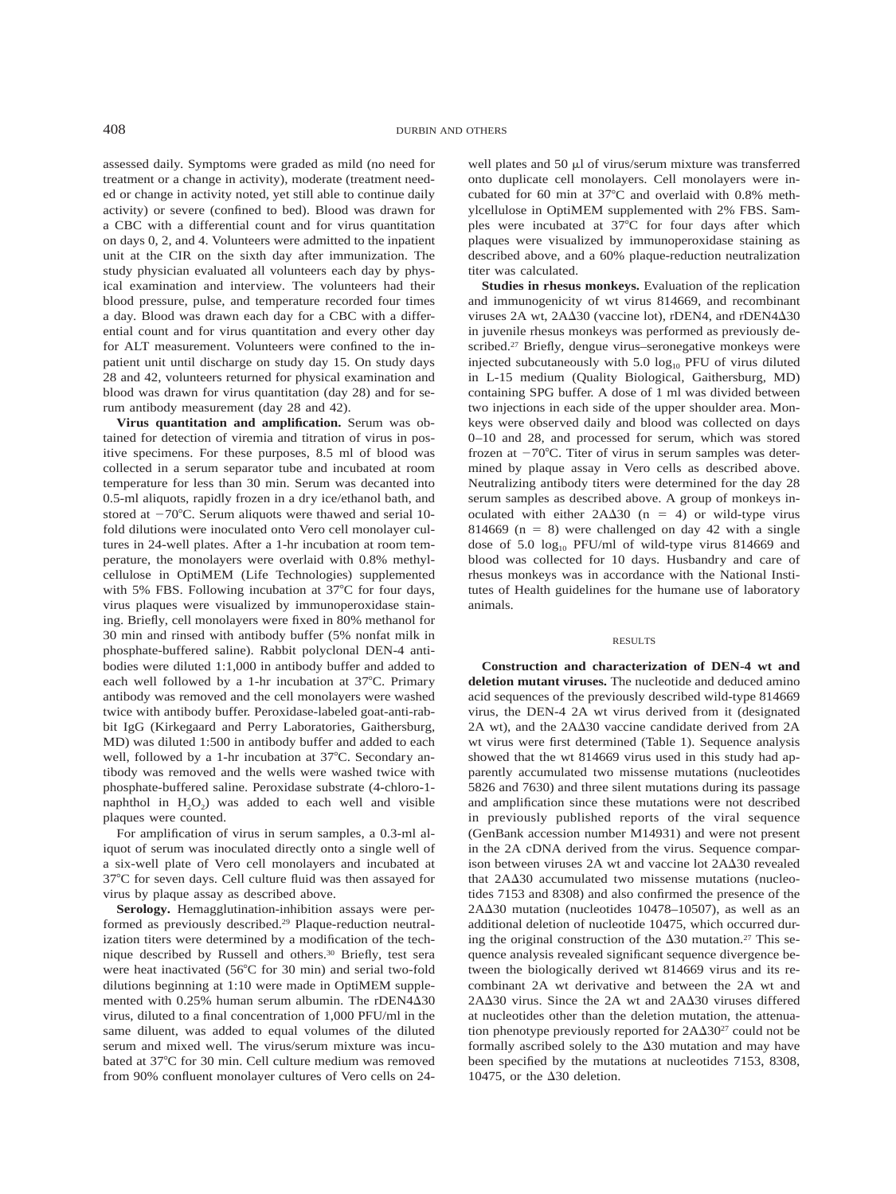assessed daily. Symptoms were graded as mild (no need for treatment or a change in activity), moderate (treatment needed or change in activity noted, yet still able to continue daily activity) or severe (confined to bed). Blood was drawn for a CBC with a differential count and for virus quantitation on days 0, 2, and 4. Volunteers were admitted to the inpatient unit at the CIR on the sixth day after immunization. The study physician evaluated all volunteers each day by physical examination and interview. The volunteers had their blood pressure, pulse, and temperature recorded four times a day. Blood was drawn each day for a CBC with a differential count and for virus quantitation and every other day for ALT measurement. Volunteers were confined to the inpatient unit until discharge on study day 15. On study days 28 and 42, volunteers returned for physical examination and blood was drawn for virus quantitation (day 28) and for serum antibody measurement (day 28 and 42).

**Virus quantitation and amplification.** Serum was obtained for detection of viremia and titration of virus in positive specimens. For these purposes, 8.5 ml of blood was collected in a serum separator tube and incubated at room temperature for less than 30 min. Serum was decanted into 0.5-ml aliquots, rapidly frozen in a dry ice/ethanol bath, and stored at −70°C. Serum aliquots were thawed and serial 10-fold dilutions were inoculated onto Vero cell monolayer cultures in 24-well plates. After a 1-hr incubation at room temperature, the monolayers were overlaid with 0.8% methylcellulose in OptiMEM (Life Technologies) supplemented with 5% FBS. Following incubation at 37°C for four days, virus plaques were visualized by immunoperoxidase staining. Briefly, cell monolayers were fixed in 80% methanol for 30 min and rinsed with antibody buffer (5% nonfat milk in phosphate-buffered saline). Rabbit polyclonal DEN-4 antibodies were diluted 1:1,000 in antibody buffer and added to each well followed by a 1-hr incubation at 37°C. Primary antibody was removed and the cell monolayers were washed twice with antibody buffer. Peroxidase-labeled goat-anti-rabbit IgG (Kirkegaard and Perry Laboratories, Gaithersburg, MD) was diluted 1:500 in antibody buffer and added to each well, followed by a 1-hr incubation at 37°C. Secondary antibody was removed and the wells were washed twice with phosphate-buffered saline. Peroxidase substrate (4-chloro-1-naphthol in $H_2O_2$) was added to each well and visible plaques were counted.

For amplification of virus in serum samples, a 0.3-ml aliquot of serum was inoculated directly onto a single well of a six-well plate of Vero cell monolayers and incubated at 37°C for seven days. Cell culture fluid was then assayed for virus by plaque assay as described above.

**Serology.** Hemagglutination-inhibition assays were performed as previously described.[29] Plaque-reduction neutralization titers were determined by a modification of the technique described by Russell and others.[30] Briefly, test sera were heat inactivated (56°C for 30 min) and serial two-fold dilutions beginning at 1:10 were made in OptiMEM supplemented with 0.25% human serum albumin. The rDEN4Δ30 virus, diluted to a final concentration of 1,000 PFU/ml in the same diluent, was added to equal volumes of the diluted serum and mixed well. The virus/serum mixture was incubated at 37°C for 30 min. Cell culture medium was removed from 90% confluent monolayer cultures of Vero cells on 24-well plates and 50 μl of virus/serum mixture was transferred onto duplicate cell monolayers. Cell monolayers were incubated for 60 min at 37°C and overlaid with 0.8% methylcellulose in OptiMEM supplemented with 2% FBS. Samples were incubated at 37°C for four days after which plaques were visualized by immunoperoxidase staining as described above, and a 60% plaque-reduction neutralization titer was calculated.

**Studies in rhesus monkeys.** Evaluation of the replication and immunogenicity of wt virus 814669, and recombinant viruses 2A wt, 2AΔ30 (vaccine lot), rDEN4, and rDEN4Δ30 in juvenile rhesus monkeys was performed as previously described.[27] Briefly, dengue virus–seronegative monkeys were injected subcutaneously with 5.0 $\log_{10}$ PFU of virus diluted in L-15 medium (Quality Biological, Gaithersburg, MD) containing SPG buffer. A dose of 1 ml was divided between two injections in each side of the upper shoulder area. Monkeys were observed daily and blood was collected on days 0–10 and 28, and processed for serum, which was stored frozen at −70°C. Titer of virus in serum samples was determined by plaque assay in Vero cells as described above. Neutralizing antibody titers were determined for the day 28 serum samples as described above. A group of monkeys inoculated with either 2AΔ30 ($n = 4$) or wild-type virus 814669 ($n = 8$) were challenged on day 42 with a single dose of 5.0 $\log_{10}$ PFU/ml of wild-type virus 814669 and blood was collected for 10 days. Husbandry and care of rhesus monkeys was in accordance with the National Institutes of Health guidelines for the humane use of laboratory animals.

## RESULTS

**Construction and characterization of DEN-4 wt and deletion mutant viruses.** The nucleotide and deduced amino acid sequences of the previously described wild-type 814669 virus, the DEN-4 2A wt virus derived from it (designated 2A wt), and the 2AΔ30 vaccine candidate derived from 2A wt virus were first determined (Table 1). Sequence analysis showed that the wt 814669 virus used in this study had apparently accumulated two missense mutations (nucleotides 5826 and 7630) and three silent mutations during its passage and amplification since these mutations were not described in previously published reports of the viral sequence (GenBank accession number M14931) and were not present in the 2A cDNA derived from the virus. Sequence comparison between viruses 2A wt and vaccine lot 2AΔ30 revealed that 2AΔ30 accumulated two missense mutations (nucleotides 7153 and 8308) and also confirmed the presence of the 2AΔ30 mutation (nucleotides 10478–10507), as well as an additional deletion of nucleotide 10475, which occurred during the original construction of the Δ30 mutation.[27] This sequence analysis revealed significant sequence divergence between the biologically derived wt 814669 virus and its recombinant 2A wt derivative and between the 2A wt and 2AΔ30 virus. Since the 2A wt and 2AΔ30 viruses differed at nucleotides other than the deletion mutation, the attenuation phenotype previously reported for 2AΔ30[27] could not be formally ascribed solely to the Δ30 mutation and may have been specified by the mutations at nucleotides 7153, 8308, 10475, or the Δ30 deletion.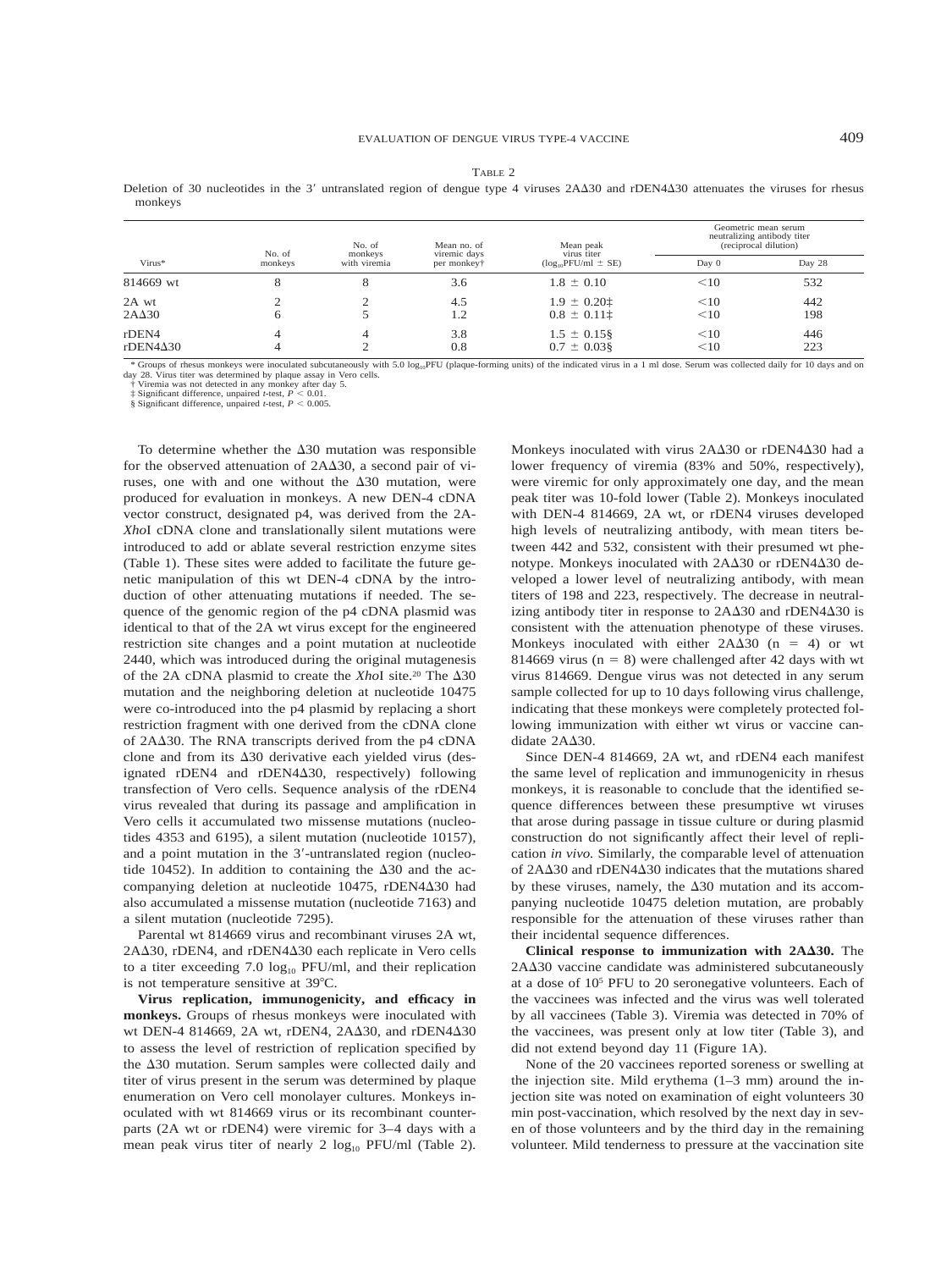TABLE 2

Deletion of 30 nucleotides in the 3′ untranslated region of dengue type 4 viruses 2AΔ30 and rDEN4Δ30 attenuates the viruses for rhesus monkeys

| Virus* | No. of monkeys | No. of monkeys with viremia | Mean no. of viremic days per monkey† | Mean peak virus titer ($log_{10}$PFU/ml ± SE) | Geometric mean serum neutralizing antibody titer (reciprocal dilution) | |
|---|---|---|---|---|---|---|
| | | | | | Day 0 | Day 28 |
| 814669 wt | 8 | 8 | 3.6 | 1.8 ± 0.10 | <10 | 532 |
| 2A wt | 2 | 2 | 4.5 | 1.9 ± 0.20‡ | <10 | 442 |
| 2AΔ30 | 6 | 5 | 1.2 | 0.8 ± 0.11‡ | <10 | 198 |
| rDEN4 | 4 | 4 | 3.8 | 1.5 ± 0.15§ | <10 | 446 |
| rDEN4Δ30 | 4 | 2 | 0.8 | 0.7 ± 0.03§ | <10 | 223 |

* Groups of rhesus monkeys were inoculated subcutaneously with 5.0 $log_{10}$PFU (plaque-forming units) of the indicated virus in a 1 ml dose. Serum was collected daily for 10 days and on day 28. Virus titer was determined by plaque assay in Vero cells.
† Viremia was not detected in any monkey after day 5.
‡ Significant difference, unpaired *t*-test, $P < 0.01$.
§ Significant difference, unpaired *t*-test, $P < 0.005$.

To determine whether the Δ30 mutation was responsible for the observed attenuation of 2AΔ30, a second pair of viruses, one with and one without the Δ30 mutation, were produced for evaluation in monkeys. A new DEN-4 cDNA vector construct, designated p4, was derived from the 2A-*Xho*I cDNA clone and translationally silent mutations were introduced to add or ablate several restriction enzyme sites (Table 1). These sites were added to facilitate the future genetic manipulation of this wt DEN-4 cDNA by the introduction of other attenuating mutations if needed. The sequence of the genomic region of the p4 cDNA plasmid was identical to that of the 2A wt virus except for the engineered restriction site changes and a point mutation at nucleotide 2440, which was introduced during the original mutagenesis of the 2A cDNA plasmid to create the *Xho*I site.[20] The Δ30 mutation and the neighboring deletion at nucleotide 10475 were co-introduced into the p4 plasmid by replacing a short restriction fragment with one derived from the cDNA clone of 2AΔ30. The RNA transcripts derived from the p4 cDNA clone and from its Δ30 derivative each yielded virus (designated rDEN4 and rDEN4Δ30, respectively) following transfection of Vero cells. Sequence analysis of the rDEN4 virus revealed that during its passage and amplification in Vero cells it accumulated two missense mutations (nucleotides 4353 and 6195), a silent mutation (nucleotide 10157), and a point mutation in the 3′-untranslated region (nucleotide 10452). In addition to containing the Δ30 and the accompanying deletion at nucleotide 10475, rDEN4Δ30 had also accumulated a missense mutation (nucleotide 7163) and a silent mutation (nucleotide 7295).

Parental wt 814669 virus and recombinant viruses 2A wt, 2AΔ30, rDEN4, and rDEN4Δ30 each replicate in Vero cells to a titer exceeding 7.0 $log_{10}$ PFU/ml, and their replication is not temperature sensitive at 39°C.

**Virus replication, immunogenicity, and efficacy in monkeys.** Groups of rhesus monkeys were inoculated with wt DEN-4 814669, 2A wt, rDEN4, 2AΔ30, and rDEN4Δ30 to assess the level of restriction of replication specified by the Δ30 mutation. Serum samples were collected daily and titer of virus present in the serum was determined by plaque enumeration on Vero cell monolayer cultures. Monkeys inoculated with wt 814669 virus or its recombinant counterparts (2A wt or rDEN4) were viremic for 3–4 days with a mean peak virus titer of nearly 2 $log_{10}$ PFU/ml (Table 2). Monkeys inoculated with virus 2AΔ30 or rDEN4Δ30 had a lower frequency of viremia (83% and 50%, respectively), were viremic for only approximately one day, and the mean peak titer was 10-fold lower (Table 2). Monkeys inoculated with DEN-4 814669, 2A wt, or rDEN4 viruses developed high levels of neutralizing antibody, with mean titers between 442 and 532, consistent with their presumed wt phenotype. Monkeys inoculated with 2AΔ30 or rDEN4Δ30 developed a lower level of neutralizing antibody, with mean titers of 198 and 223, respectively. The decrease in neutralizing antibody titer in response to 2AΔ30 and rDEN4Δ30 is consistent with the attenuation phenotype of these viruses. Monkeys inoculated with either 2AΔ30 (n = 4) or wt 814669 virus (n = 8) were challenged after 42 days with wt virus 814669. Dengue virus was not detected in any serum sample collected for up to 10 days following virus challenge, indicating that these monkeys were completely protected following immunization with either wt virus or vaccine candidate 2AΔ30.

Since DEN-4 814669, 2A wt, and rDEN4 each manifest the same level of replication and immunogenicity in rhesus monkeys, it is reasonable to conclude that the identified sequence differences between these presumptive wt viruses that arose during passage in tissue culture or during plasmid construction do not significantly affect their level of replication *in vivo*. Similarly, the comparable level of attenuation of 2AΔ30 and rDEN4Δ30 indicates that the mutations shared by these viruses, namely, the Δ30 mutation and its accompanying nucleotide 10475 deletion mutation, are probably responsible for the attenuation of these viruses rather than their incidental sequence differences.

**Clinical response to immunization with 2AΔ30.** The 2AΔ30 vaccine candidate was administered subcutaneously at a dose of $10^5$ PFU to 20 seronegative volunteers. Each of the vaccinees was infected and the virus was well tolerated by all vaccinees (Table 3). Viremia was detected in 70% of the vaccinees, was present only at low titer (Table 3), and did not extend beyond day 11 (Figure 1A).

None of the 20 vaccinees reported soreness or swelling at the injection site. Mild erythema (1–3 mm) around the injection site was noted on examination of eight volunteers 30 min post-vaccination, which resolved by the next day in seven of those volunteers and by the third day in the remaining volunteer. Mild tenderness to pressure at the vaccination site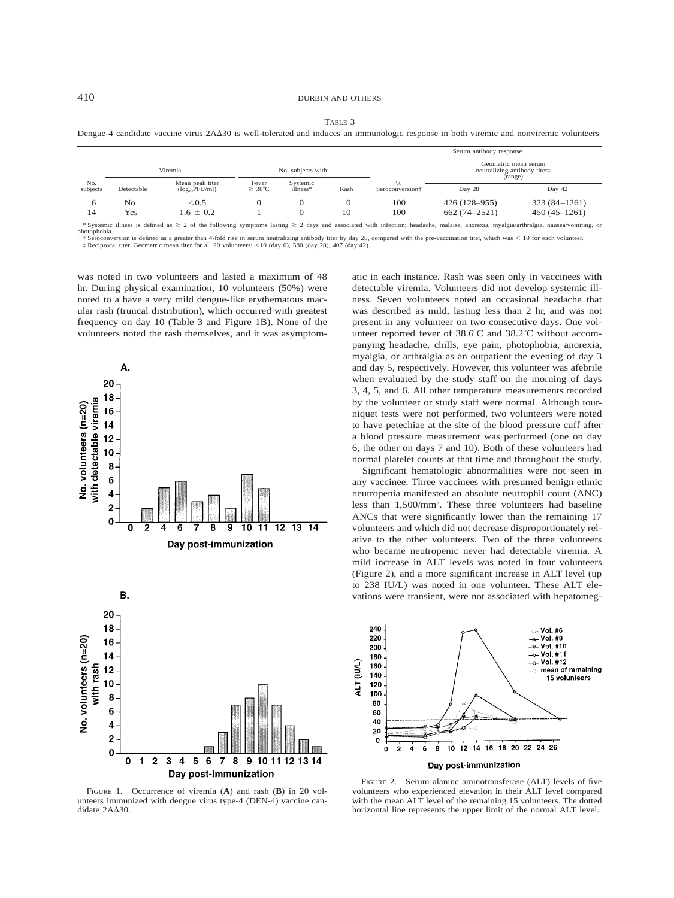TABLE 3

Dengue-4 candidate vaccine virus 2AΔ30 is well-tolerated and induces an immunologic response in both viremic and nonviremic volunteers

| | Viremia | | No. subjects with: | | | Serum antibody response | | |
|---|---|---|---|---|---|---|---|---|
| | | | | | | | Geometric mean serum neutralizing antibody titer‡ (range) | |
| No. subjects | Detectable | Mean peak titer ($log_{10}$PFU/ml) | Fever ≥ 38°C | Systemic illness* | Rash | % Seroconversion† | Day 28 | Day 42 |
| 6 | No | <0.5 | 0 | 0 | 0 | 100 | 426 (128–955) | 323 (84–1261) |
| 14 | Yes | 1.6 ± 0.2 | 1 | 0 | 10 | 100 | 662 (74–2521) | 450 (45–1261) |

\* Systemic illness is defined as ≥ 2 of the following symptoms lasting ≥ 2 days and associated with infection: headache, malaise, anorexia, myalgia/arthralgia, nausea/vomiting, or photophobia.
† Seroconversion is defined as a greater than 4-fold rise in serum neutralizing antibody titer by day 28, compared with the pre-vaccination titer, which was < 10 for each volunteer.
‡ Reciprocal titer. Geometric mean titer for all 20 volunteers: <10 (day 0), 580 (day 28), 407 (day 42).

was noted in two volunteers and lasted a maximum of 48 hr. During physical examination, 10 volunteers (50%) were noted to a have a very mild dengue-like erythematous macular rash (truncal distribution), which occurred with greatest frequency on day 10 (Table 3 and Figure 1B). None of the volunteers noted the rash themselves, and it was asymptomatic in each instance. Rash was seen only in vaccinees with detectable viremia. Volunteers did not develop systemic illness. Seven volunteers noted an occasional headache that was described as mild, lasting less than 2 hr, and was not present in any volunteer on two consecutive days. One volunteer reported fever of 38.6°C and 38.2°C without accompanying headache, chills, eye pain, photophobia, anorexia, myalgia, or arthralgia as an outpatient the evening of day 3 and day 5, respectively. However, this volunteer was afebrile when evaluated by the study staff on the morning of days 3, 4, 5, and 6. All other temperature measurements recorded by the volunteer or study staff were normal. Although tourniquet tests were not performed, two volunteers were noted to have petechiae at the site of the blood pressure cuff after a blood pressure measurement was performed (one on day 6, the other on days 7 and 10). Both of these volunteers had normal platelet counts at that time and throughout the study.

Significant hematologic abnormalities were not seen in any vaccinee. Three vaccinees with presumed benign ethnic neutropenia manifested an absolute neutrophil count (ANC) less than 1,500/mm³. These three volunteers had baseline ANCs that were significantly lower than the remaining 17 volunteers and which did not decrease disproportionately relative to the other volunteers. Two of the three volunteers who became neutropenic never had detectable viremia. A mild increase in ALT levels was noted in four volunteers (Figure 2), and a more significant increase in ALT level (up to 238 IU/L) was noted in one volunteer. These ALT elevations were transient, were not associated with hepatomeg-

FIGURE 1. Occurrence of viremia (**A**) and rash (**B**) in 20 volunteers immunized with dengue virus type-4 (DEN-4) vaccine candidate 2AΔ30.

FIGURE 2. Serum alanine aminotransferase (ALT) levels of five volunteers who experienced elevation in their ALT level compared with the mean ALT level of the remaining 15 volunteers. The dotted horizontal line represents the upper limit of the normal ALT level.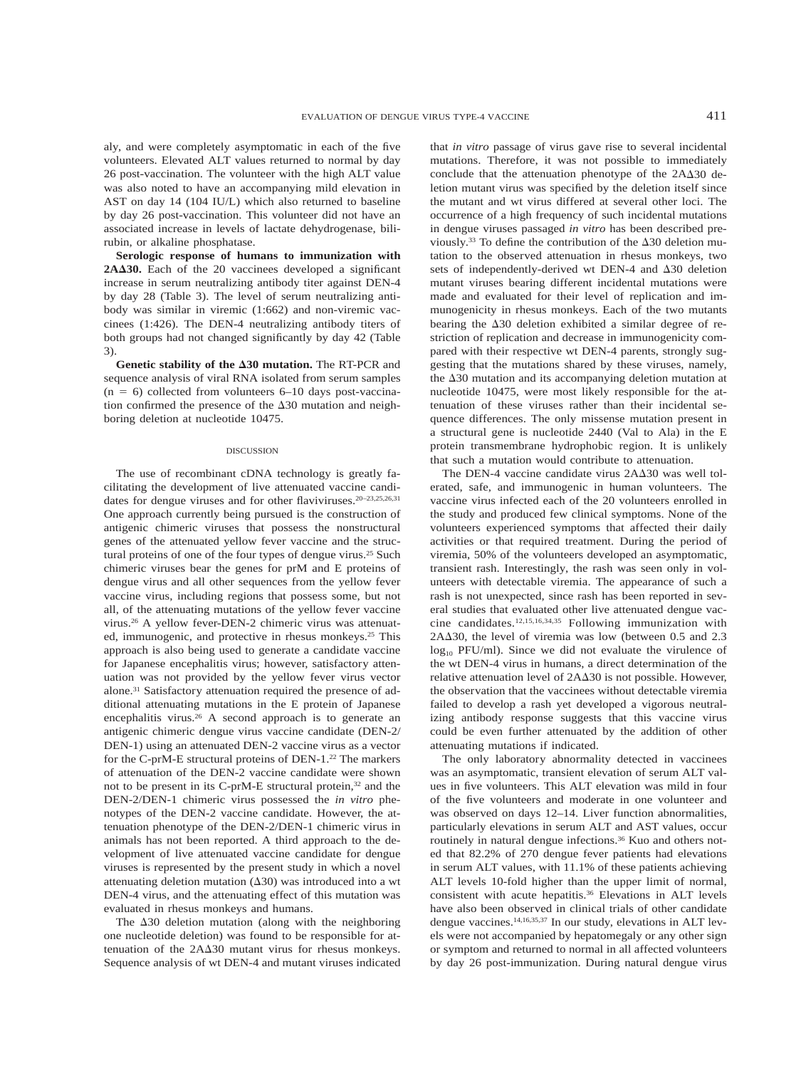aly, and were completely asymptomatic in each of the five volunteers. Elevated ALT values returned to normal by day 26 post-vaccination. The volunteer with the high ALT value was also noted to have an accompanying mild elevation in AST on day 14 (104 IU/L) which also returned to baseline by day 26 post-vaccination. This volunteer did not have an associated increase in levels of lactate dehydrogenase, bilirubin, or alkaline phosphatase.

**Serologic response of humans to immunization with 2AΔ30.** Each of the 20 vaccinees developed a significant increase in serum neutralizing antibody titer against DEN-4 by day 28 (Table 3). The level of serum neutralizing antibody was similar in viremic (1:662) and non-viremic vaccinees (1:426). The DEN-4 neutralizing antibody titers of both groups had not changed significantly by day 42 (Table 3).

**Genetic stability of the Δ30 mutation.** The RT-PCR and sequence analysis of viral RNA isolated from serum samples (n = 6) collected from volunteers 6–10 days post-vaccination confirmed the presence of the Δ30 mutation and neighboring deletion at nucleotide 10475.

## DISCUSSION

The use of recombinant cDNA technology is greatly facilitating the development of live attenuated vaccine candidates for dengue viruses and for other flaviviruses.[20–23,25,26,31] One approach currently being pursued is the construction of antigenic chimeric viruses that possess the nonstructural genes of the attenuated yellow fever vaccine and the structural proteins of one of the four types of dengue virus.[25] Such chimeric viruses bear the genes for prM and E proteins of dengue virus and all other sequences from the yellow fever vaccine virus, including regions that possess some, but not all, of the attenuating mutations of the yellow fever vaccine virus.[26] A yellow fever-DEN-2 chimeric virus was attenuated, immunogenic, and protective in rhesus monkeys.[25] This approach is also being used to generate a candidate vaccine for Japanese encephalitis virus; however, satisfactory attenuation was not provided by the yellow fever virus vector alone.[31] Satisfactory attenuation required the presence of additional attenuating mutations in the E protein of Japanese encephalitis virus.[26] A second approach is to generate an antigenic chimeric dengue virus vaccine candidate (DEN-2/DEN-1) using an attenuated DEN-2 vaccine virus as a vector for the C-prM-E structural proteins of DEN-1.[22] The markers of attenuation of the DEN-2 vaccine candidate were shown not to be present in its C-prM-E structural protein,[32] and the DEN-2/DEN-1 chimeric virus possessed the *in vitro* phenotypes of the DEN-2 vaccine candidate. However, the attenuation phenotype of the DEN-2/DEN-1 chimeric virus in animals has not been reported. A third approach to the development of live attenuated vaccine candidate for dengue viruses is represented by the present study in which a novel attenuating deletion mutation (Δ30) was introduced into a wt DEN-4 virus, and the attenuating effect of this mutation was evaluated in rhesus monkeys and humans.

The Δ30 deletion mutation (along with the neighboring one nucleotide deletion) was found to be responsible for attenuation of the 2AΔ30 mutant virus for rhesus monkeys. Sequence analysis of wt DEN-4 and mutant viruses indicated that *in vitro* passage of virus gave rise to several incidental mutations. Therefore, it was not possible to immediately conclude that the attenuation phenotype of the 2AΔ30 deletion mutant virus was specified by the deletion itself since the mutant and wt virus differed at several other loci. The occurrence of a high frequency of such incidental mutations in dengue viruses passaged *in vitro* has been described previously.[33] To define the contribution of the Δ30 deletion mutation to the observed attenuation in rhesus monkeys, two sets of independently-derived wt DEN-4 and Δ30 deletion mutant viruses bearing different incidental mutations were made and evaluated for their level of replication and immunogenicity in rhesus monkeys. Each of the two mutants bearing the Δ30 deletion exhibited a similar degree of restriction of replication and decrease in immunogenicity compared with their respective wt DEN-4 parents, strongly suggesting that the mutations shared by these viruses, namely, the Δ30 mutation and its accompanying deletion mutation at nucleotide 10475, were most likely responsible for the attenuation of these viruses rather than their incidental sequence differences. The only missense mutation present in a structural gene is nucleotide 2440 (Val to Ala) in the E protein transmembrane hydrophobic region. It is unlikely that such a mutation would contribute to attenuation.

The DEN-4 vaccine candidate virus 2AΔ30 was well tolerated, safe, and immunogenic in human volunteers. The vaccine virus infected each of the 20 volunteers enrolled in the study and produced few clinical symptoms. None of the volunteers experienced symptoms that affected their daily activities or that required treatment. During the period of viremia, 50% of the volunteers developed an asymptomatic, transient rash. Interestingly, the rash was seen only in volunteers with detectable viremia. The appearance of such a rash is not unexpected, since rash has been reported in several studies that evaluated other live attenuated dengue vaccine candidates.[12,15,16,34,35] Following immunization with 2AΔ30, the level of viremia was low (between 0.5 and 2.3 $\log_{10}$ PFU/ml). Since we did not evaluate the virulence of the wt DEN-4 virus in humans, a direct determination of the relative attenuation level of 2AΔ30 is not possible. However, the observation that the vaccinees without detectable viremia failed to develop a rash yet developed a vigorous neutralizing antibody response suggests that this vaccine virus could be even further attenuated by the addition of other attenuating mutations if indicated.

The only laboratory abnormality detected in vaccinees was an asymptomatic, transient elevation of serum ALT values in five volunteers. This ALT elevation was mild in four of the five volunteers and moderate in one volunteer and was observed on days 12–14. Liver function abnormalities, particularly elevations in serum ALT and AST values, occur routinely in natural dengue infections.[36] Kuo and others noted that 82.2% of 270 dengue fever patients had elevations in serum ALT values, with 11.1% of these patients achieving ALT levels 10-fold higher than the upper limit of normal, consistent with acute hepatitis.[36] Elevations in ALT levels have also been observed in clinical trials of other candidate dengue vaccines.[14,16,35,37] In our study, elevations in ALT levels were not accompanied by hepatomegaly or any other sign or symptom and returned to normal in all affected volunteers by day 26 post-immunization. During natural dengue virus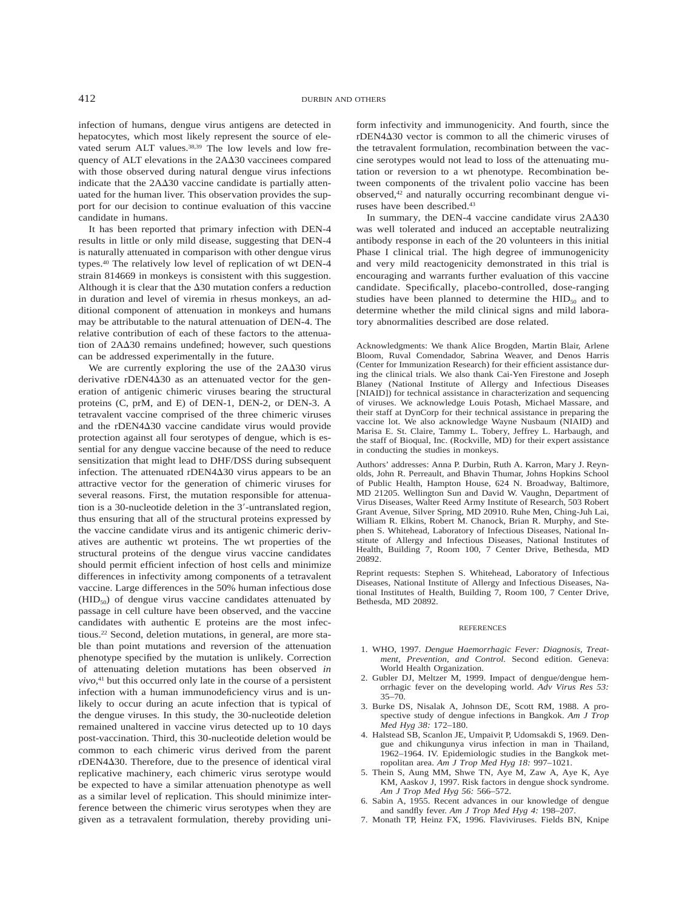infection of humans, dengue virus antigens are detected in hepatocytes, which most likely represent the source of elevated serum ALT values.[38,39] The low levels and low frequency of ALT elevations in the 2AΔ30 vaccinees compared with those observed during natural dengue virus infections indicate that the 2AΔ30 vaccine candidate is partially attenuated for the human liver. This observation provides the support for our decision to continue evaluation of this vaccine candidate in humans.

It has been reported that primary infection with DEN-4 results in little or only mild disease, suggesting that DEN-4 is naturally attenuated in comparison with other dengue virus types.[40] The relatively low level of replication of wt DEN-4 strain 814669 in monkeys is consistent with this suggestion. Although it is clear that the Δ30 mutation confers a reduction in duration and level of viremia in rhesus monkeys, an additional component of attenuation in monkeys and humans may be attributable to the natural attenuation of DEN-4. The relative contribution of each of these factors to the attenuation of 2AΔ30 remains undefined; however, such questions can be addressed experimentally in the future.

We are currently exploring the use of the 2AΔ30 virus derivative rDEN4Δ30 as an attenuated vector for the generation of antigenic chimeric viruses bearing the structural proteins (C, prM, and E) of DEN-1, DEN-2, or DEN-3. A tetravalent vaccine comprised of the three chimeric viruses and the rDEN4Δ30 vaccine candidate virus would provide protection against all four serotypes of dengue, which is essential for any dengue vaccine because of the need to reduce sensitization that might lead to DHF/DSS during subsequent infection. The attenuated rDEN4Δ30 virus appears to be an attractive vector for the generation of chimeric viruses for several reasons. First, the mutation responsible for attenuation is a 30-nucleotide deletion in the 3′-untranslated region, thus ensuring that all of the structural proteins expressed by the vaccine candidate virus and its antigenic chimeric derivatives are authentic wt proteins. The wt properties of the structural proteins of the dengue virus vaccine candidates should permit efficient infection of host cells and minimize differences in infectivity among components of a tetravalent vaccine. Large differences in the 50% human infectious dose ($HID_{50}$) of dengue virus vaccine candidates attenuated by passage in cell culture have been observed, and the vaccine candidates with authentic E proteins are the most infectious.[22] Second, deletion mutations, in general, are more stable than point mutations and reversion of the attenuation phenotype specified by the mutation is unlikely. Correction of attenuating deletion mutations has been observed *in vivo*,[41] but this occurred only late in the course of a persistent infection with a human immunodeficiency virus and is unlikely to occur during an acute infection that is typical of the dengue viruses. In this study, the 30-nucleotide deletion remained unaltered in vaccine virus detected up to 10 days post-vaccination. Third, this 30-nucleotide deletion would be common to each chimeric virus derived from the parent rDEN4Δ30. Therefore, due to the presence of identical viral replicative machinery, each chimeric virus serotype would be expected to have a similar attenuation phenotype as well as a similar level of replication. This should minimize interference between the chimeric virus serotypes when they are given as a tetravalent formulation, thereby providing uniform infectivity and immunogenicity. And fourth, since the rDEN4Δ30 vector is common to all the chimeric viruses of the tetravalent formulation, recombination between the vaccine serotypes would not lead to loss of the attenuating mutation or reversion to a wt phenotype. Recombination between components of the trivalent polio vaccine has been observed,[42] and naturally occurring recombinant dengue viruses have been described.[43]

In summary, the DEN-4 vaccine candidate virus 2AΔ30 was well tolerated and induced an acceptable neutralizing antibody response in each of the 20 volunteers in this initial Phase I clinical trial. The high degree of immunogenicity and very mild reactogenicity demonstrated in this trial is encouraging and warrants further evaluation of this vaccine candidate. Specifically, placebo-controlled, dose-ranging studies have been planned to determine the $HID_{50}$ and to determine whether the mild clinical signs and mild laboratory abnormalities described are dose related.

Acknowledgments: We thank Alice Brogden, Martin Blair, Arlene Bloom, Ruval Comendador, Sabrina Weaver, and Denos Harris (Center for Immunization Research) for their efficient assistance during the clinical trials. We also thank Cai-Yen Firestone and Joseph Blaney (National Institute of Allergy and Infectious Diseases [NIAID]) for technical assistance in characterization and sequencing of viruses. We acknowledge Louis Potash, Michael Massare, and their staff at DynCorp for their technical assistance in preparing the vaccine lot. We also acknowledge Wayne Nusbaum (NIAID) and Marisa E. St. Claire, Tammy L. Tobery, Jeffrey L. Harbaugh, and the staff of Bioqual, Inc. (Rockville, MD) for their expert assistance in conducting the studies in monkeys.

Authors' addresses: Anna P. Durbin, Ruth A. Karron, Mary J. Reynolds, John R. Perreault, and Bhavin Thumar, Johns Hopkins School of Public Health, Hampton House, 624 N. Broadway, Baltimore, MD 21205. Wellington Sun and David W. Vaughn, Department of Virus Diseases, Walter Reed Army Institute of Research, 503 Robert Grant Avenue, Silver Spring, MD 20910. Ruhe Men, Ching-Juh Lai, William R. Elkins, Robert M. Chanock, Brian R. Murphy, and Stephen S. Whitehead, Laboratory of Infectious Diseases, National Institute of Allergy and Infectious Diseases, National Institutes of Health, Building 7, Room 100, 7 Center Drive, Bethesda, MD 20892.

Reprint requests: Stephen S. Whitehead, Laboratory of Infectious Diseases, National Institute of Allergy and Infectious Diseases, National Institutes of Health, Building 7, Room 100, 7 Center Drive, Bethesda, MD 20892.

## REFERENCES

1. WHO, 1997. *Dengue Haemorrhagic Fever: Diagnosis, Treatment, Prevention, and Control.* Second edition. Geneva: World Health Organization.
2. Gubler DJ, Meltzer M, 1999. Impact of dengue/dengue hemorrhagic fever on the developing world. *Adv Virus Res 53:* 35–70.
3. Burke DS, Nisalak A, Johnson DE, Scott RM, 1988. A prospective study of dengue infections in Bangkok. *Am J Trop Med Hyg 38:* 172–180.
4. Halstead SB, Scanlon JE, Umpaivit P, Udomsakdi S, 1969. Dengue and chikungunya virus infection in man in Thailand, 1962–1964. IV. Epidemiologic studies in the Bangkok metropolitan area. *Am J Trop Med Hyg 18:* 997–1021.
5. Thein S, Aung MM, Shwe TN, Aye M, Zaw A, Aye K, Aye KM, Aaskov J, 1997. Risk factors in dengue shock syndrome. *Am J Trop Med Hyg 56:* 566–572.
6. Sabin A, 1955. Recent advances in our knowledge of dengue and sandfly fever. *Am J Trop Med Hyg 4:* 198–207.
7. Monath TP, Heinz FX, 1996. Flaviviruses. Fields BN, Knipe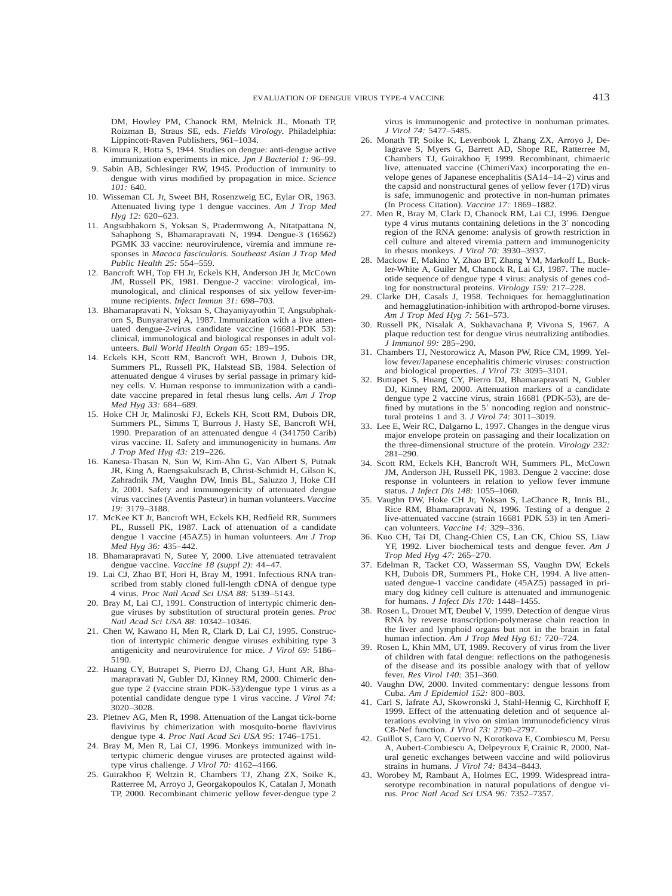DM, Howley PM, Chanock RM, Melnick JL, Monath TP, Roizman B, Straus SE, eds. *Fields Virology.* Philadelphia: Lippincott-Raven Publishers, 961–1034.

8. Kimura R, Hotta S, 1944. Studies on dengue: anti-dengue active immunization experiments in mice. *Jpn J Bacteriol 1:* 96–99.
9. Sabin AB, Schlesinger RW, 1945. Production of immunity to dengue with virus modified by propagation in mice. *Science 101:* 640.
10. Wisseman CL Jr, Sweet BH, Rosenzweig EC, Eylar OR, 1963. Attenuated living type 1 dengue vaccines. *Am J Trop Med Hyg 12:* 620–623.
11. Angsubhakorn S, Yoksan S, Pradermwong A, Nitatpattana N, Sahaphong S, Bhamarapravati N, 1994. Dengue-3 (16562) PGMK 33 vaccine: neurovirulence, viremia and immune responses in *Macaca fascicularis. Southeast Asian J Trop Med Public Health 25:* 554–559.
12. Bancroft WH, Top FH Jr, Eckels KH, Anderson JH Jr, McCown JM, Russell PK, 1981. Dengue-2 vaccine: virological, immunological, and clinical responses of six yellow fever-immune recipients. *Infect Immun 31:* 698–703.
13. Bhamarapravati N, Yoksan S, Chayaniyayothin T, Angsubphakorn S, Bunyaratvej A, 1987. Immunization with a live attenuated dengue-2-virus candidate vaccine (16681-PDK 53): clinical, immunological and biological responses in adult volunteers. *Bull World Health Organ 65:* 189–195.
14. Eckels KH, Scott RM, Bancroft WH, Brown J, Dubois DR, Summers PL, Russell PK, Halstead SB, 1984. Selection of attenuated dengue 4 viruses by serial passage in primary kidney cells. V. Human response to immunization with a candidate vaccine prepared in fetal rhesus lung cells. *Am J Trop Med Hyg 33:* 684–689.
15. Hoke CH Jr, Malinoski FJ, Eckels KH, Scott RM, Dubois DR, Summers PL, Simms T, Burrous J, Hasty SE, Bancroft WH, 1990. Preparation of an attenuated dengue 4 (341750 Carib) virus vaccine. II. Safety and immunogenicity in humans. *Am J Trop Med Hyg 43:* 219–226.
16. Kanesa-Thasan N, Sun W, Kim-Ahn G, Van Albert S, Putnak JR, King A, Raengsakulsrach B, Christ-Schmidt H, Gilson K, Zahradnik JM, Vaughn DW, Innis BL, Saluzzo J, Hoke CH Jr, 2001. Safety and immunogenicity of attenuated dengue virus vaccines (Aventis Pasteur) in human volunteers. *Vaccine 19:* 3179–3188.
17. McKee KT Jr, Bancroft WH, Eckels KH, Redfield RR, Summers PL, Russell PK, 1987. Lack of attenuation of a candidate dengue 1 vaccine (45AZ5) in human volunteers. *Am J Trop Med Hyg 36:* 435–442.
18. Bhamarapravati N, Sutee Y, 2000. Live attenuated tetravalent dengue vaccine. *Vaccine 18 (suppl 2):* 44–47.
19. Lai CJ, Zhao BT, Hori H, Bray M, 1991. Infectious RNA transcribed from stably cloned full-length cDNA of dengue type 4 virus. *Proc Natl Acad Sci USA 88:* 5139–5143.
20. Bray M, Lai CJ, 1991. Construction of intertypic chimeric dengue viruses by substitution of structural protein genes. *Proc Natl Acad Sci USA 88*: 10342–10346.
21. Chen W, Kawano H, Men R, Clark D, Lai CJ, 1995. Construction of intertypic chimeric dengue viruses exhibiting type 3 antigenicity and neurovirulence for mice. *J Virol 69:* 5186–5190.
22. Huang CY, Butrapet S, Pierro DJ, Chang GJ, Hunt AR, Bhamarapravati N, Gubler DJ, Kinney RM, 2000. Chimeric dengue type 2 (vaccine strain PDK-53)/dengue type 1 virus as a potential candidate dengue type 1 virus vaccine. *J Virol 74:* 3020–3028.
23. Pletnev AG, Men R, 1998. Attenuation of the Langat tick-borne flavivirus by chimerization with mosquito-borne flavivirus dengue type 4. *Proc Natl Acad Sci USA 95:* 1746–1751.
24. Bray M, Men R, Lai CJ, 1996. Monkeys immunized with intertypic chimeric dengue viruses are protected against wild-type virus challenge. *J Virol 70:* 4162–4166.
25. Guirakhoo F, Weltzin R, Chambers TJ, Zhang ZX, Soike K, Ratterree M, Arroyo J, Georgakopoulos K, Catalan J, Monath TP, 2000. Recombinant chimeric yellow fever-dengue type 2 virus is immunogenic and protective in nonhuman primates. *J Virol 74:* 5477–5485.
26. Monath TP, Soike K, Levenbook I, Zhang ZX, Arroyo J, Delagrave S, Myers G, Barrett AD, Shope RE, Ratterree M, Chambers TJ, Guirakhoo F, 1999. Recombinant, chimaeric live, attenuated vaccine (ChimeriVax) incorporating the envelope genes of Japanese encephalitis (SA14–14–2) virus and the capsid and nonstructural genes of yellow fever (17D) virus is safe, immunogenic and protective in non-human primates (In Process Citation). *Vaccine 17:* 1869–1882.
27. Men R, Bray M, Clark D, Chanock RM, Lai CJ, 1996. Dengue type 4 virus mutants containing deletions in the 3′ noncoding region of the RNA genome: analysis of growth restriction in cell culture and altered viremia pattern and immunogenicity in rhesus monkeys. *J Virol 70:* 3930–3937.
28. Mackow E, Makino Y, Zhao BT, Zhang YM, Markoff L, Buckler-White A, Guiler M, Chanock R, Lai CJ, 1987. The nucleotide sequence of dengue type 4 virus: analysis of genes coding for nonstructural proteins. *Virology 159:* 217–228.
29. Clarke DH, Casals J, 1958. Techniques for hemagglutination and hemagglutination-inhibition with arthropod-borne viruses. *Am J Trop Med Hyg 7:* 561–573.
30. Russell PK, Nisalak A, Sukhavachana P, Vivona S, 1967. A plaque reduction test for dengue virus neutralizing antibodies. *J Immunol 99:* 285–290.
31. Chambers TJ, Nestorowicz A, Mason PW, Rice CM, 1999. Yellow fever/Japanese encephalitis chimeric viruses: construction and biological properties. *J Virol 73:* 3095–3101.
32. Butrapet S, Huang CY, Pierro DJ, Bhamarapravati N, Gubler DJ, Kinney RM, 2000. Attenuation markers of a candidate dengue type 2 vaccine virus, strain 16681 (PDK-53), are defined by mutations in the 5′ noncoding region and nonstructural proteins 1 and 3. *J Virol 74*: 3011–3019.
33. Lee E, Weir RC, Dalgarno L, 1997. Changes in the dengue virus major envelope protein on passaging and their localization on the three-dimensional structure of the protein. *Virology 232:* 281–290.
34. Scott RM, Eckels KH, Bancroft WH, Summers PL, McCown JM, Anderson JH, Russell PK, 1983. Dengue 2 vaccine: dose response in volunteers in relation to yellow fever immune status. *J Infect Dis 148:* 1055–1060.
35. Vaughn DW, Hoke CH Jr, Yoksan S, LaChance R, Innis BL, Rice RM, Bhamarapravati N, 1996. Testing of a dengue 2 live-attenuated vaccine (strain 16681 PDK 53) in ten American volunteers. *Vaccine 14:* 329–336.
36. Kuo CH, Tai DI, Chang-Chien CS, Lan CK, Chiou SS, Liaw YF, 1992. Liver biochemical tests and dengue fever. *Am J Trop Med Hyg 47:* 265–270.
37. Edelman R, Tacket CO, Wasserman SS, Vaughn DW, Eckels KH, Dubois DR, Summers PL, Hoke CH, 1994. A live attenuated dengue-1 vaccine candidate (45AZ5) passaged in primary dog kidney cell culture is attenuated and immunogenic for humans. *J Infect Dis 170:* 1448–1455.
38. Rosen L, Drouet MT, Deubel V, 1999. Detection of dengue virus RNA by reverse transcription-polymerase chain reaction in the liver and lymphoid organs but not in the brain in fatal human infection. *Am J Trop Med Hyg 61:* 720–724.
39. Rosen L, Khin MM, UT, 1989. Recovery of virus from the liver of children with fatal dengue: reflections on the pathogenesis of the disease and its possible analogy with that of yellow fever. *Res Virol 140:* 351–360.
40. Vaughn DW, 2000. Invited commentary: dengue lessons from Cuba. *Am J Epidemiol 152:* 800–803.
41. Carl S, Iafrate AJ, Skowronski J, Stahl-Hennig C, Kirchhoff F, 1999. Effect of the attenuating deletion and of sequence alterations evolving in vivo on simian immunodeficiency virus C8-Nef function. *J Virol 73:* 2790–2797.
42. Guillot S, Caro V, Cuervo N, Korotkova E, Combiescu M, Persu A, Aubert-Combiescu A, Delpeyroux F, Crainic R, 2000. Natural genetic exchanges between vaccine and wild poliovirus strains in humans. *J Virol 74:* 8434–8443.
43. Worobey M, Rambaut A, Holmes EC, 1999. Widespread intra-serotype recombination in natural populations of dengue virus. *Proc Natl Acad Sci USA 96:* 7352–7357.